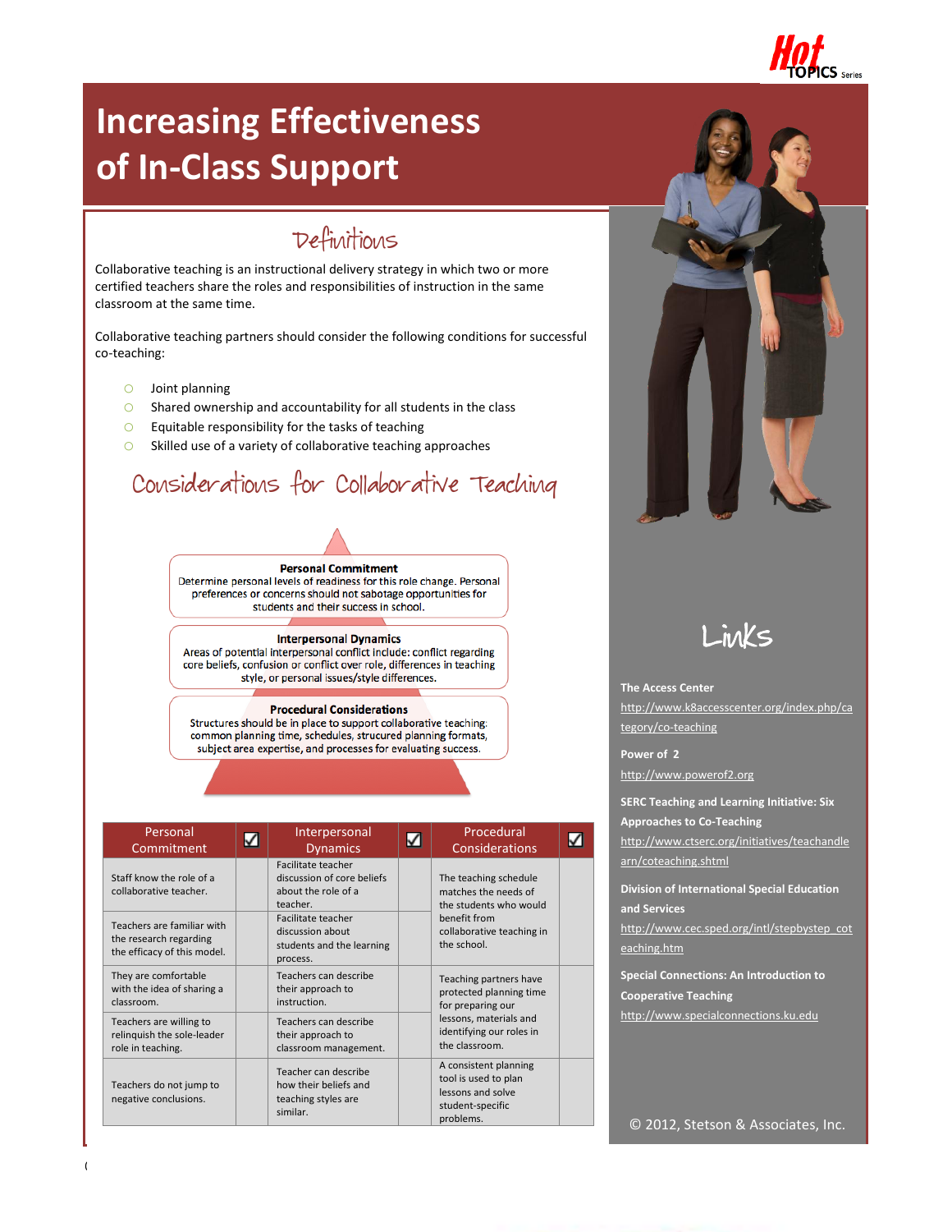# Increasing Effectiveness of In-Class Support

## Definitions

Collaborative teaching is an instructional delivery strategy in which two or more certified teachers share the roles and responsibilities of instruction in the same classroom at the same time.

Collaborative teaching partners should consider the following conditions for successful co-teaching:

- Joint planning
- Shared ownership and accountability for all students in the class
- Equitable responsibility for the tasks of teaching
- Skilled use of a variety of collaborative teaching approaches

## Considerations for Collaborative Teaching

**Personal Commitment**
Determine personal levels of readiness for this role change. Personal preferences or concerns should not sabotage opportunities for students and their success in school.

**Interpersonal Dynamics**
Areas of potential interpersonal conflict include: conflict regarding core beliefs, confusion or conflict over role, differences in teaching style, or personal issues/style differences.

**Procedural Considerations**
Structures should be in place to support collaborative teaching: common planning time, schedules, strucured planning formats, subject area expertise, and processes for evaluating success.

| Personal Commitment | ☑ | Interpersonal Dynamics | ☑ | Procedural Considerations | ☑ |
|---|---|---|---|---|---|
| Staff know the role of a collaborative teacher. | | Facilitate teacher discussion of core beliefs about the role of a teacher. | | The teaching schedule matches the needs of the students who would benefit from collaborative teaching in the school. | |
| Teachers are familiar with the research regarding the efficacy of this model. | | Facilitate teacher discussion about students and the learning process. | | | |
| They are comfortable with the idea of sharing a classroom. | | Teachers can describe their approach to instruction. | | Teaching partners have protected planning time for preparing our lessons, materials and identifying our roles in the classroom. | |
| Teachers are willing to relinquish the sole-leader role in teaching. | | Teachers can describe their approach to classroom management. | | | |
| Teachers do not jump to negative conclusions. | | Teacher can describe how their beliefs and teaching styles are similar. | | A consistent planning tool is used to plan lessons and solve student-specific problems. | |

## Links

**The Access Center**
http://www.k8accesscenter.org/index.php/category/co-teaching

**Power of 2**
http://www.powerof2.org

**SERC Teaching and Learning Initiative: Six Approaches to Co-Teaching**
http://www.ctserc.org/initiatives/teachandlearn/coteaching.shtml

**Division of International Special Education and Services**
http://www.cec.sped.org/intl/stepbystep_coteaching.htm

**Special Connections: An Introduction to Cooperative Teaching**
http://www.specialconnections.ku.edu

© 2012, Stetson & Associates, Inc.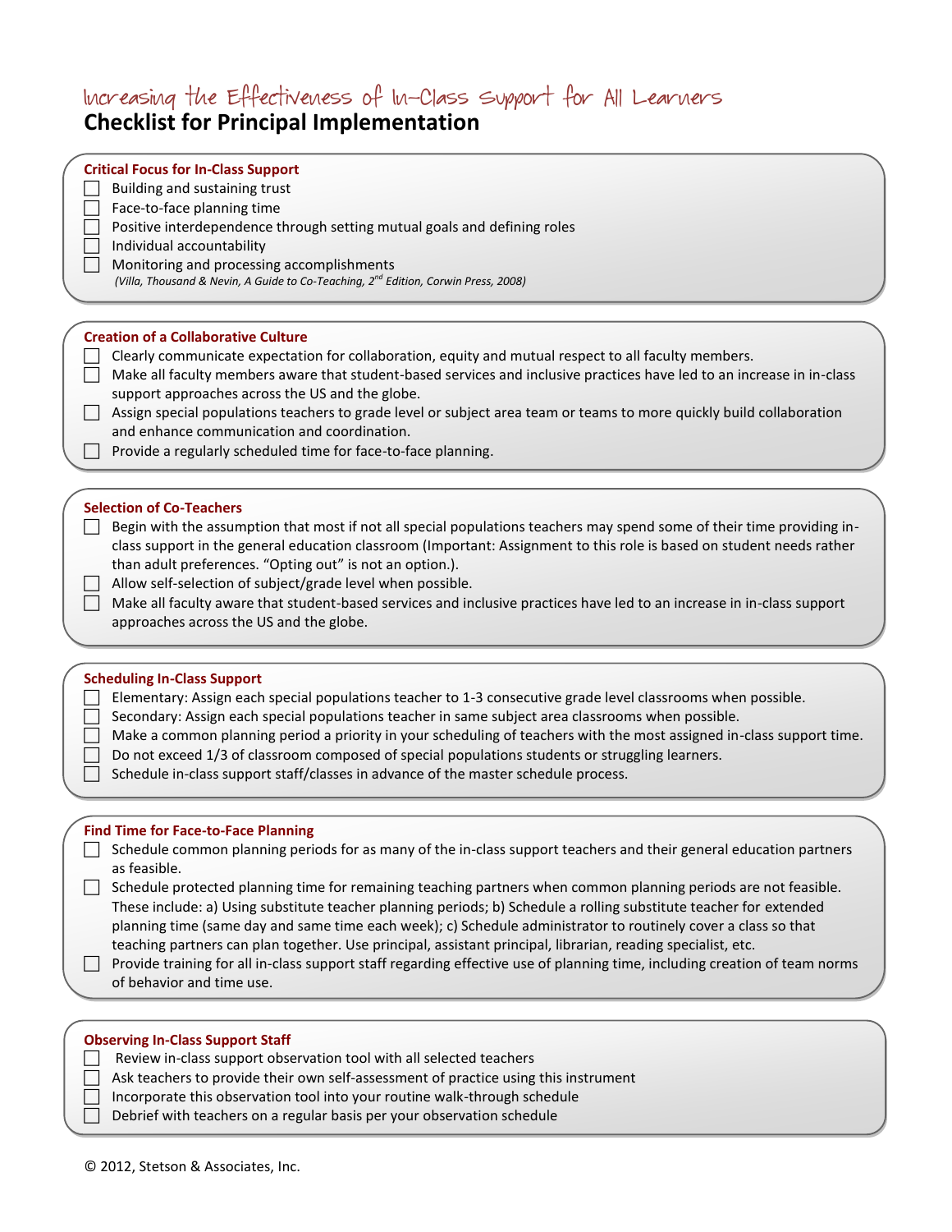# Increasing the Effectiveness of In-Class Support for All Learners

## Checklist for Principal Implementation

### Critical Focus for In-Class Support

- ☐ Building and sustaining trust
- ☐ Face-to-face planning time
- ☐ Positive interdependence through setting mutual goals and defining roles
- ☐ Individual accountability
- ☐ Monitoring and processing accomplishments

*(Villa, Thousand & Nevin, A Guide to Co-Teaching, 2nd Edition, Corwin Press, 2008)*

### Creation of a Collaborative Culture

- ☐ Clearly communicate expectation for collaboration, equity and mutual respect to all faculty members.
- ☐ Make all faculty members aware that student-based services and inclusive practices have led to an increase in in-class support approaches across the US and the globe.
- ☐ Assign special populations teachers to grade level or subject area team or teams to more quickly build collaboration and enhance communication and coordination.
- ☐ Provide a regularly scheduled time for face-to-face planning.

### Selection of Co-Teachers

- ☐ Begin with the assumption that most if not all special populations teachers may spend some of their time providing in-class support in the general education classroom (Important: Assignment to this role is based on student needs rather than adult preferences. "Opting out" is not an option.).
- ☐ Allow self-selection of subject/grade level when possible.
- ☐ Make all faculty aware that student-based services and inclusive practices have led to an increase in in-class support approaches across the US and the globe.

### Scheduling In-Class Support

- ☐ Elementary: Assign each special populations teacher to 1-3 consecutive grade level classrooms when possible.
- ☐ Secondary: Assign each special populations teacher in same subject area classrooms when possible.
- ☐ Make a common planning period a priority in your scheduling of teachers with the most assigned in-class support time.
- ☐ Do not exceed 1/3 of classroom composed of special populations students or struggling learners.
- ☐ Schedule in-class support staff/classes in advance of the master schedule process.

### Find Time for Face-to-Face Planning

- ☐ Schedule common planning periods for as many of the in-class support teachers and their general education partners as feasible.
- ☐ Schedule protected planning time for remaining teaching partners when common planning periods are not feasible. These include: a) Using substitute teacher planning periods; b) Schedule a rolling substitute teacher for extended planning time (same day and same time each week); c) Schedule administrator to routinely cover a class so that teaching partners can plan together. Use principal, assistant principal, librarian, reading specialist, etc.
- ☐ Provide training for all in-class support staff regarding effective use of planning time, including creation of team norms of behavior and time use.

### Observing In-Class Support Staff

- ☐ Review in-class support observation tool with all selected teachers
- ☐ Ask teachers to provide their own self-assessment of practice using this instrument
- ☐ Incorporate this observation tool into your routine walk-through schedule
- ☐ Debrief with teachers on a regular basis per your observation schedule

© 2012, Stetson & Associates, Inc.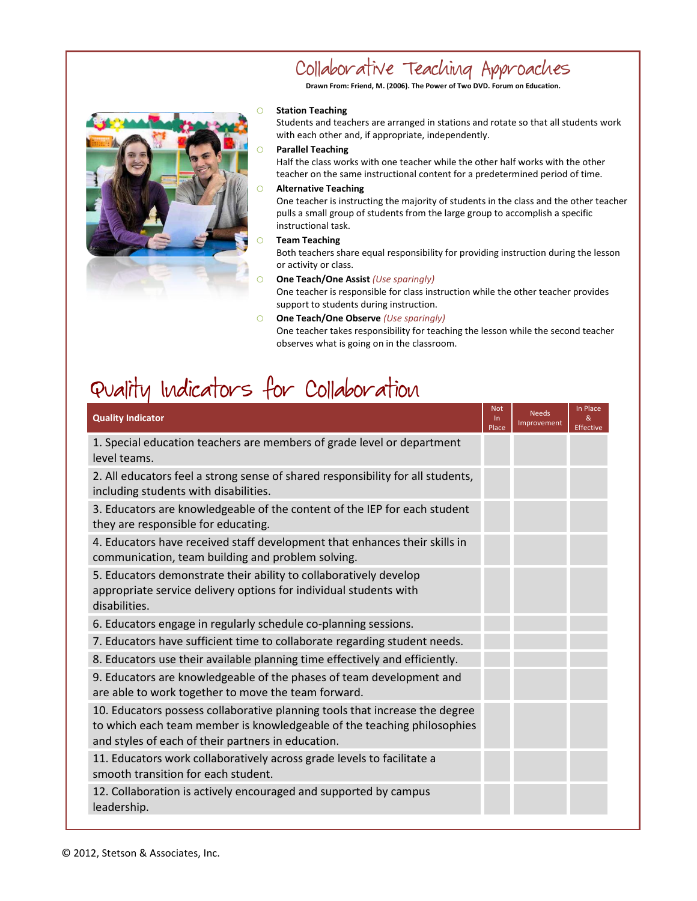# Collaborative Teaching Approaches

**Drawn From: Friend, M. (2006). The Power of Two DVD. Forum on Education.**

- **Station Teaching**
  Students and teachers are arranged in stations and rotate so that all students work with each other and, if appropriate, independently.
- **Parallel Teaching**
  Half the class works with one teacher while the other half works with the other teacher on the same instructional content for a predetermined period of time.
- **Alternative Teaching**
  One teacher is instructing the majority of students in the class and the other teacher pulls a small group of students from the large group to accomplish a specific instructional task.
- **Team Teaching**
  Both teachers share equal responsibility for providing instruction during the lesson or activity or class.
- **One Teach/One Assist** *(Use sparingly)*
  One teacher is responsible for class instruction while the other teacher provides support to students during instruction.
- **One Teach/One Observe** *(Use sparingly)*
  One teacher takes responsibility for teaching the lesson while the second teacher observes what is going on in the classroom.

# Quality Indicators for Collaboration

| Quality Indicator | Not In Place | Needs Improvement | In Place & Effective |
|---|---|---|---|
| 1. Special education teachers are members of grade level or department level teams. | | | |
| 2. All educators feel a strong sense of shared responsibility for all students, including students with disabilities. | | | |
| 3. Educators are knowledgeable of the content of the IEP for each student they are responsible for educating. | | | |
| 4. Educators have received staff development that enhances their skills in communication, team building and problem solving. | | | |
| 5. Educators demonstrate their ability to collaboratively develop appropriate service delivery options for individual students with disabilities. | | | |
| 6. Educators engage in regularly schedule co-planning sessions. | | | |
| 7. Educators have sufficient time to collaborate regarding student needs. | | | |
| 8. Educators use their available planning time effectively and efficiently. | | | |
| 9. Educators are knowledgeable of the phases of team development and are able to work together to move the team forward. | | | |
| 10. Educators possess collaborative planning tools that increase the degree to which each team member is knowledgeable of the teaching philosophies and styles of each of their partners in education. | | | |
| 11. Educators work collaboratively across grade levels to facilitate a smooth transition for each student. | | | |
| 12. Collaboration is actively encouraged and supported by campus leadership. | | | |

© 2012, Stetson & Associates, Inc.